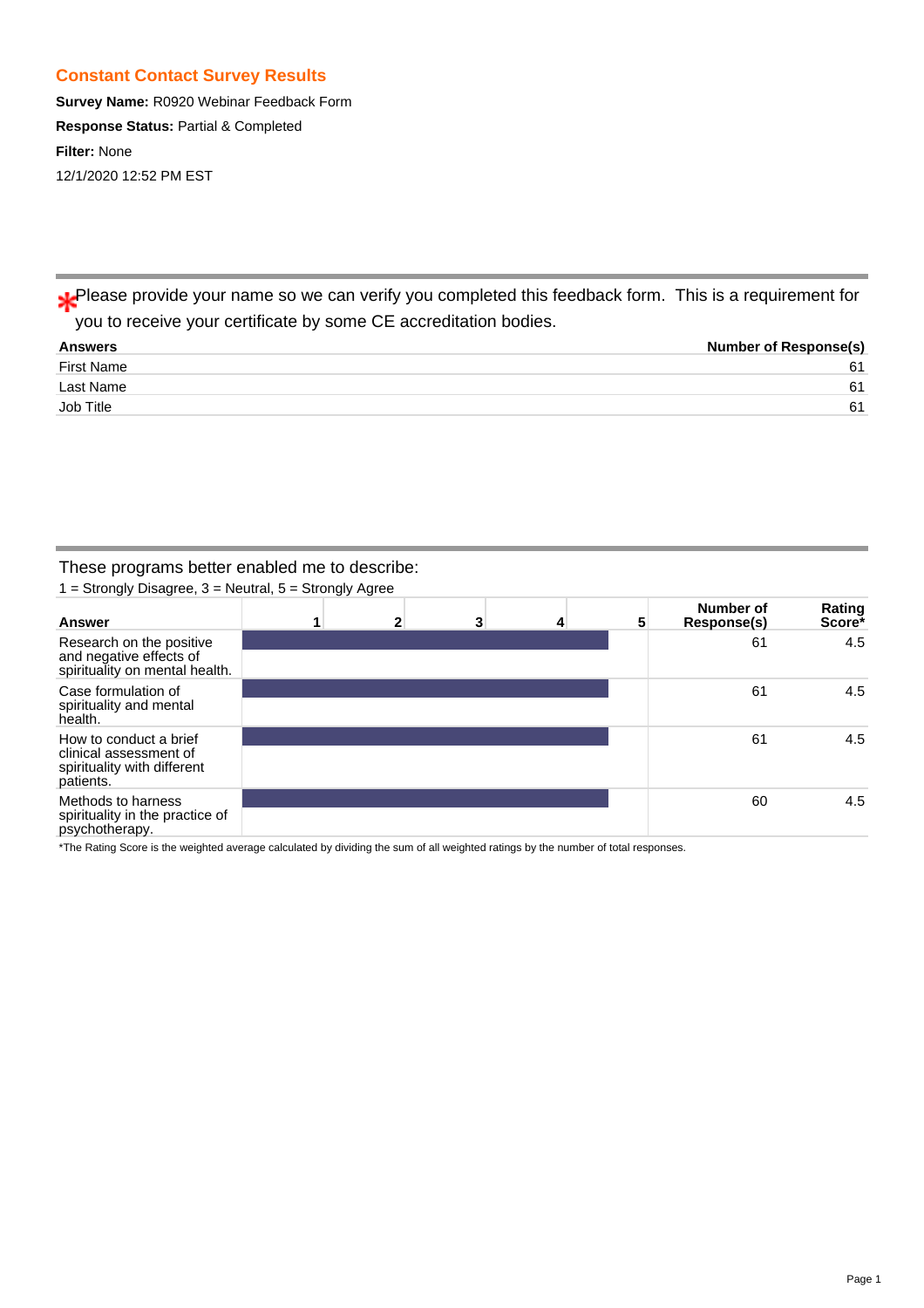## Constant Contact Survey Results

**Survey Name:** R0920 Webinar Feedback Form

**Response Status:** Partial & Completed

**Filter:** None

12/1/2020 12:52 PM EST

---

*Please provide your name so we can verify you completed this feedback form. This is a requirement for you to receive your certificate by some CE accreditation bodies.

| Answers | Number of Response(s) |
|---|---|
| First Name | 61 |
| Last Name | 61 |
| Job Title | 61 |

---

These programs better enabled me to describe:

1 = Strongly Disagree, 3 = Neutral, 5 = Strongly Agree

| Answer | Number of Response(s) | Rating Score* |
|---|---|---|
| Research on the positive and negative effects of spirituality on mental health. | 61 | 4.5 |
| Case formulation of spirituality and mental health. | 61 | 4.5 |
| How to conduct a brief clinical assessment of spirituality with different patients. | 61 | 4.5 |
| Methods to harness spirituality in the practice of psychotherapy. | 60 | 4.5 |

*The Rating Score is the weighted average calculated by dividing the sum of all weighted ratings by the number of total responses.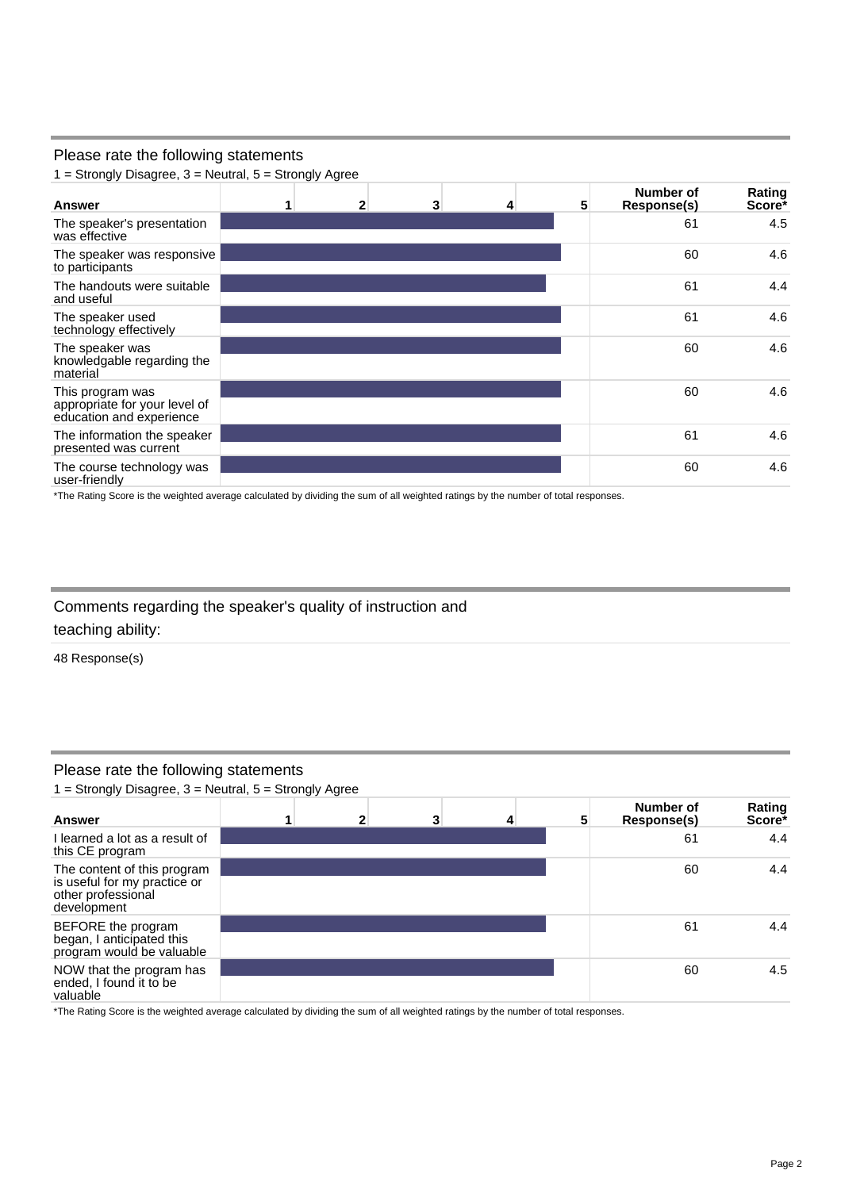## Please rate the following statements

1 = Strongly Disagree, 3 = Neutral, 5 = Strongly Agree

| Answer | 1 | 2 | 3 | 4 | 5 | Number of Response(s) | Rating Score* |
|---|---|---|---|---|---|---|---|
| The speaker's presentation was effective | | | | | | 61 | 4.5 |
| The speaker was responsive to participants | | | | | | 60 | 4.6 |
| The handouts were suitable and useful | | | | | | 61 | 4.4 |
| The speaker used technology effectively | | | | | | 61 | 4.6 |
| The speaker was knowledgable regarding the material | | | | | | 60 | 4.6 |
| This program was appropriate for your level of education and experience | | | | | | 60 | 4.6 |
| The information the speaker presented was current | | | | | | 61 | 4.6 |
| The course technology was user-friendly | | | | | | 60 | 4.6 |

*The Rating Score is the weighted average calculated by dividing the sum of all weighted ratings by the number of total responses.

## Comments regarding the speaker's quality of instruction and teaching ability:

48 Response(s)

## Please rate the following statements

1 = Strongly Disagree, 3 = Neutral, 5 = Strongly Agree

| Answer | 1 | 2 | 3 | 4 | 5 | Number of Response(s) | Rating Score* |
|---|---|---|---|---|---|---|---|
| I learned a lot as a result of this CE program | | | | | | 61 | 4.4 |
| The content of this program is useful for my practice or other professional development | | | | | | 60 | 4.4 |
| BEFORE the program began, I anticipated this program would be valuable | | | | | | 61 | 4.4 |
| NOW that the program has ended, I found it to be valuable | | | | | | 60 | 4.5 |

*The Rating Score is the weighted average calculated by dividing the sum of all weighted ratings by the number of total responses.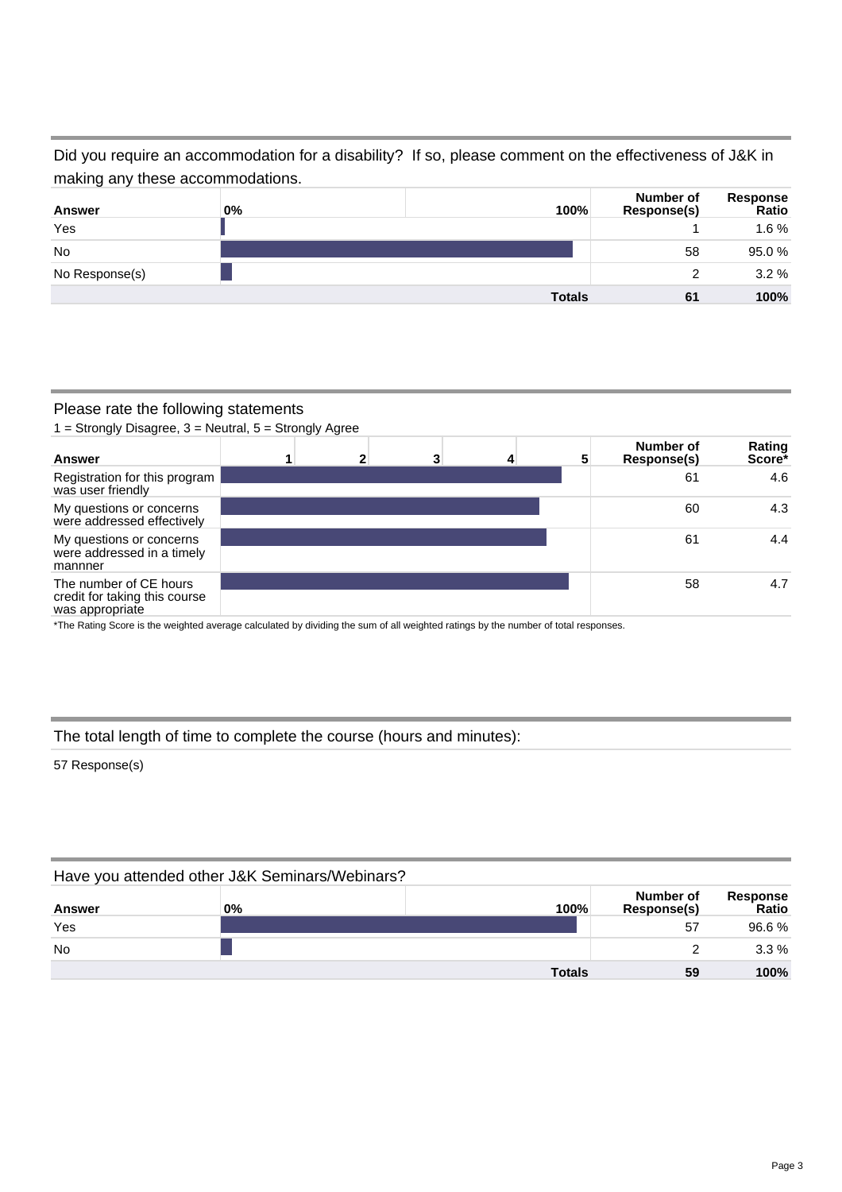## Did you require an accommodation for a disability? If so, please comment on the effectiveness of J&K in making any these accommodations.

| Answer | 0% 100% | Number of Response(s) | Response Ratio |
|---|---|---|---|
| Yes | | 1 | 1.6 % |
| No | | 58 | 95.0 % |
| No Response(s) | | 2 | 3.2 % |
| | **Totals** | **61** | **100%** |

## Please rate the following statements

1 = Strongly Disagree, 3 = Neutral, 5 = Strongly Agree

| Answer | 1 2 3 4 5 | Number of Response(s) | Rating Score* |
|---|---|---|---|
| Registration for this program was user friendly | | 61 | 4.6 |
| My questions or concerns were addressed effectively | | 60 | 4.3 |
| My questions or concerns were addressed in a timely mannner | | 61 | 4.4 |
| The number of CE hours credit for taking this course was appropriate | | 58 | 4.7 |

*The Rating Score is the weighted average calculated by dividing the sum of all weighted ratings by the number of total responses.

## The total length of time to complete the course (hours and minutes):

57 Response(s)

## Have you attended other J&K Seminars/Webinars?

| Answer | 0% 100% | Number of Response(s) | Response Ratio |
|---|---|---|---|
| Yes | | 57 | 96.6 % |
| No | | 2 | 3.3 % |
| | **Totals** | **59** | **100%** |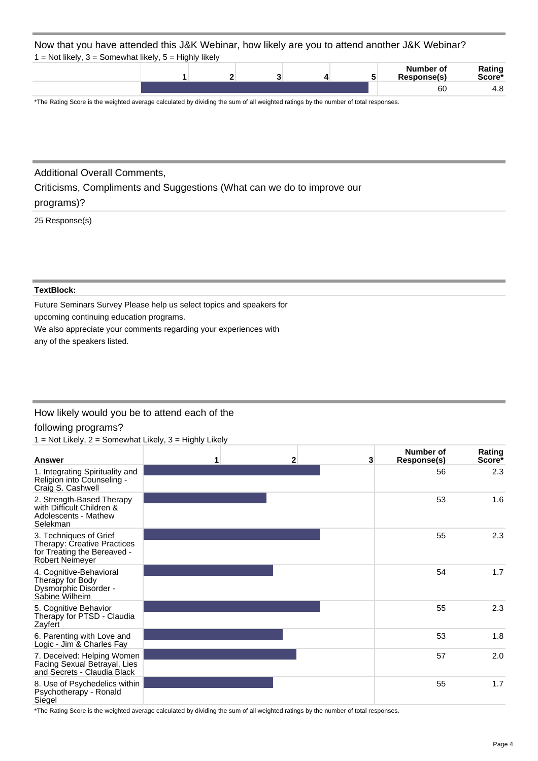## Now that you have attended this J&K Webinar, how likely are you to attend another J&K Webinar?

1 = Not likely, 3 = Somewhat likely, 5 = Highly likely

| | 1 | 2 | 3 | 4 | 5 | Number of Response(s) | Rating Score* |
|---|---|---|---|---|---|---|---|
| | | | | | | 60 | 4.8 |

*The Rating Score is the weighted average calculated by dividing the sum of all weighted ratings by the number of total responses.

## Additional Overall Comments, Criticisms, Compliments and Suggestions (What can we do to improve our programs)?

25 Response(s)

**TextBlock:**

Future Seminars Survey Please help us select topics and speakers for upcoming continuing education programs.
We also appreciate your comments regarding your experiences with any of the speakers listed.

## How likely would you be to attend each of the following programs?

1 = Not Likely, 2 = Somewhat Likely, 3 = Highly Likely

| Answer | 1 | 2 | 3 | Number of Response(s) | Rating Score* |
|---|---|---|---|---|---|
| 1. Integrating Spirituality and Religion into Counseling - Craig S. Cashwell | | | | 56 | 2.3 |
| 2. Strength-Based Therapy with Difficult Children & Adolescents - Mathew Selekman | | | | 53 | 1.6 |
| 3. Techniques of Grief Therapy: Creative Practices for Treating the Bereaved - Robert Neimeyer | | | | 55 | 2.3 |
| 4. Cognitive-Behavioral Therapy for Body Dysmorphic Disorder - Sabine Wilheim | | | | 54 | 1.7 |
| 5. Cognitive Behavior Therapy for PTSD - Claudia Zayfert | | | | 55 | 2.3 |
| 6. Parenting with Love and Logic - Jim & Charles Fay | | | | 53 | 1.8 |
| 7. Deceived: Helping Women Facing Sexual Betrayal, Lies and Secrets - Claudia Black | | | | 57 | 2.0 |
| 8. Use of Psychedelics within Psychotherapy - Ronald Siegel | | | | 55 | 1.7 |

*The Rating Score is the weighted average calculated by dividing the sum of all weighted ratings by the number of total responses.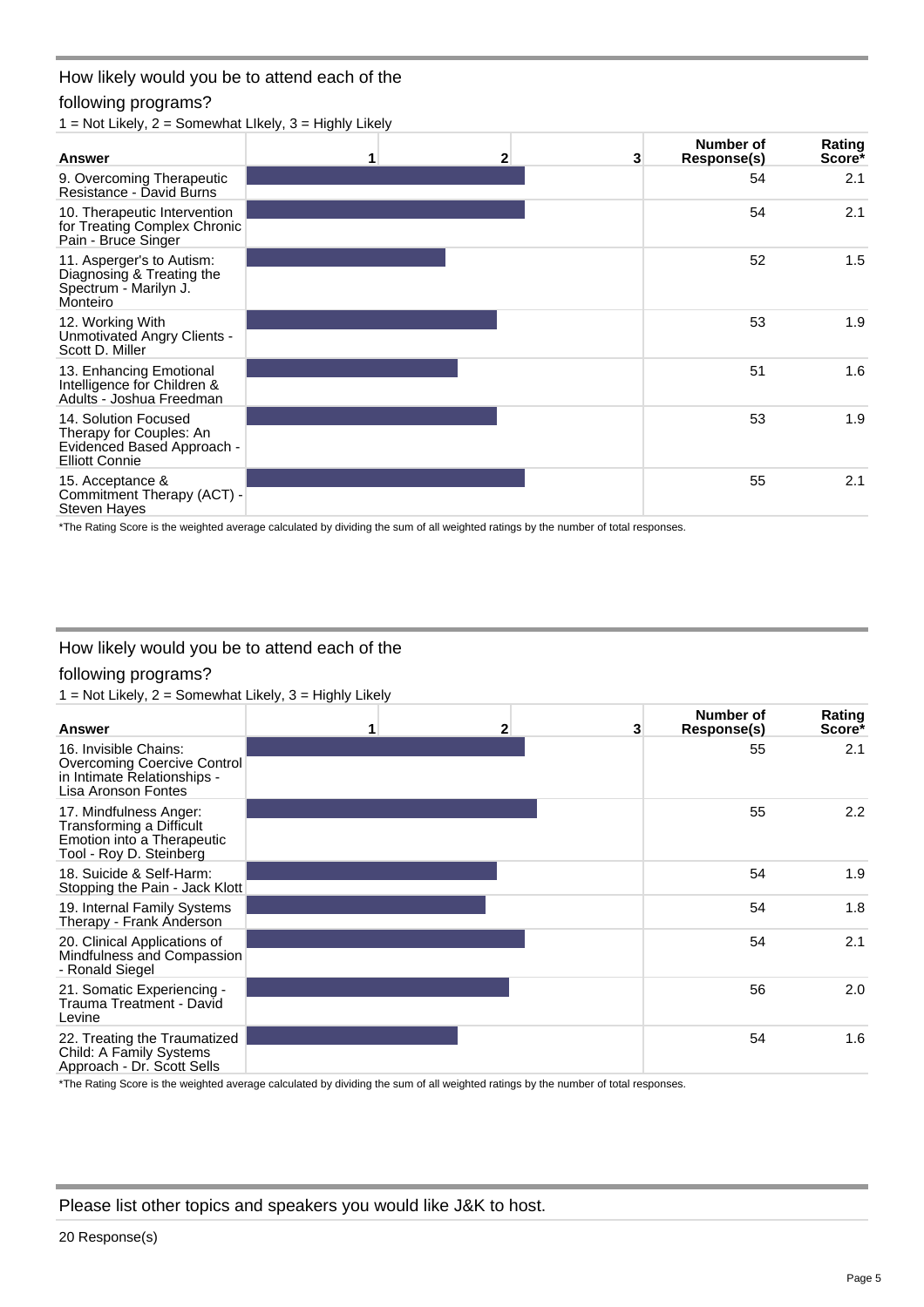## How likely would you be to attend each of the following programs?

1 = Not Likely, 2 = Somewhat LIkely, 3 = Highly Likely

| Answer | Number of Response(s) | Rating Score* |
| --- | --- | --- |
| 9. Overcoming Therapeutic Resistance - David Burns | 54 | 2.1 |
| 10. Therapeutic Intervention for Treating Complex Chronic Pain - Bruce Singer | 54 | 2.1 |
| 11. Asperger's to Autism: Diagnosing & Treating the Spectrum - Marilyn J. Monteiro | 52 | 1.5 |
| 12. Working With Unmotivated Angry Clients - Scott D. Miller | 53 | 1.9 |
| 13. Enhancing Emotional Intelligence for Children & Adults - Joshua Freedman | 51 | 1.6 |
| 14. Solution Focused Therapy for Couples: An Evidenced Based Approach - Elliott Connie | 53 | 1.9 |
| 15. Acceptance & Commitment Therapy (ACT) - Steven Hayes | 55 | 2.1 |

*The Rating Score is the weighted average calculated by dividing the sum of all weighted ratings by the number of total responses.

## How likely would you be to attend each of the following programs?

1 = Not Likely, 2 = Somewhat Likely, 3 = Highly Likely

| Answer | Number of Response(s) | Rating Score* |
| --- | --- | --- |
| 16. Invisible Chains: Overcoming Coercive Control in Intimate Relationships - Lisa Aronson Fontes | 55 | 2.1 |
| 17. Mindfulness Anger: Transforming a Difficult Emotion into a Therapeutic Tool - Roy D. Steinberg | 55 | 2.2 |
| 18. Suicide & Self-Harm: Stopping the Pain - Jack Klott | 54 | 1.9 |
| 19. Internal Family Systems Therapy - Frank Anderson | 54 | 1.8 |
| 20. Clinical Applications of Mindfulness and Compassion - Ronald Siegel | 54 | 2.1 |
| 21. Somatic Experiencing - Trauma Treatment - David Levine | 56 | 2.0 |
| 22. Treating the Traumatized Child: A Family Systems Approach - Dr. Scott Sells | 54 | 1.6 |

*The Rating Score is the weighted average calculated by dividing the sum of all weighted ratings by the number of total responses.

## Please list other topics and speakers you would like J&K to host.

20 Response(s)